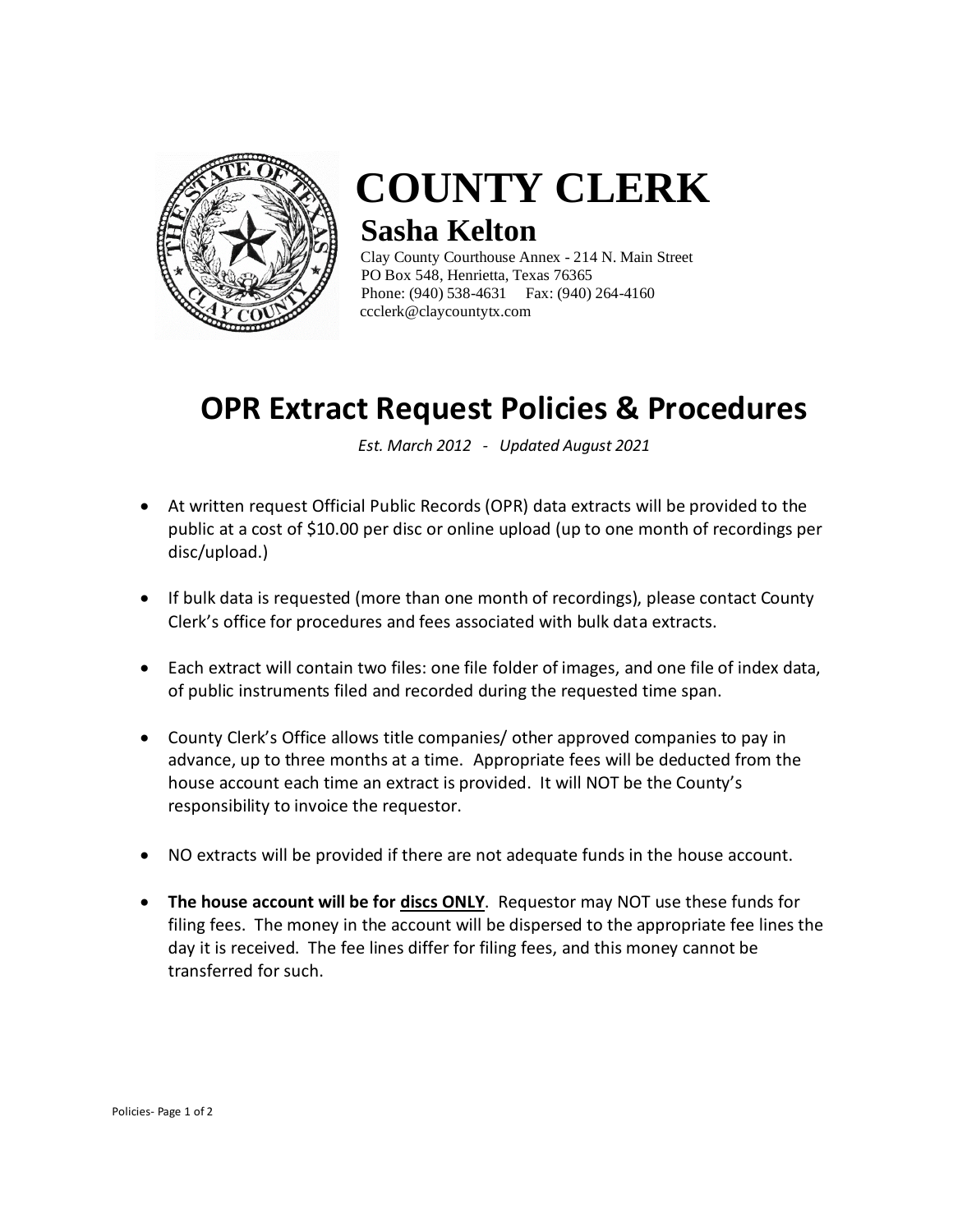# COUNTY CLERK

## Sasha Kelton

Clay County Courthouse Annex - 214 N. Main Street
PO Box 548, Henrietta, Texas 76365
Phone: (940) 538-4631 Fax: (940) 264-4160
ccclerk@claycountytx.com

# OPR Extract Request Policies & Procedures

*Est. March 2012 - Updated August 2021*

- At written request Official Public Records (OPR) data extracts will be provided to the public at a cost of $10.00 per disc or online upload (up to one month of recordings per disc/upload.)

- If bulk data is requested (more than one month of recordings), please contact County Clerk's office for procedures and fees associated with bulk data extracts.

- Each extract will contain two files: one file folder of images, and one file of index data, of public instruments filed and recorded during the requested time span.

- County Clerk's Office allows title companies/ other approved companies to pay in advance, up to three months at a time. Appropriate fees will be deducted from the house account each time an extract is provided. It will NOT be the County's responsibility to invoice the requestor.

- NO extracts will be provided if there are not adequate funds in the house account.

- **The house account will be for <u>discs ONLY</u>**. Requestor may NOT use these funds for filing fees. The money in the account will be dispersed to the appropriate fee lines the day it is received. The fee lines differ for filing fees, and this money cannot be transferred for such.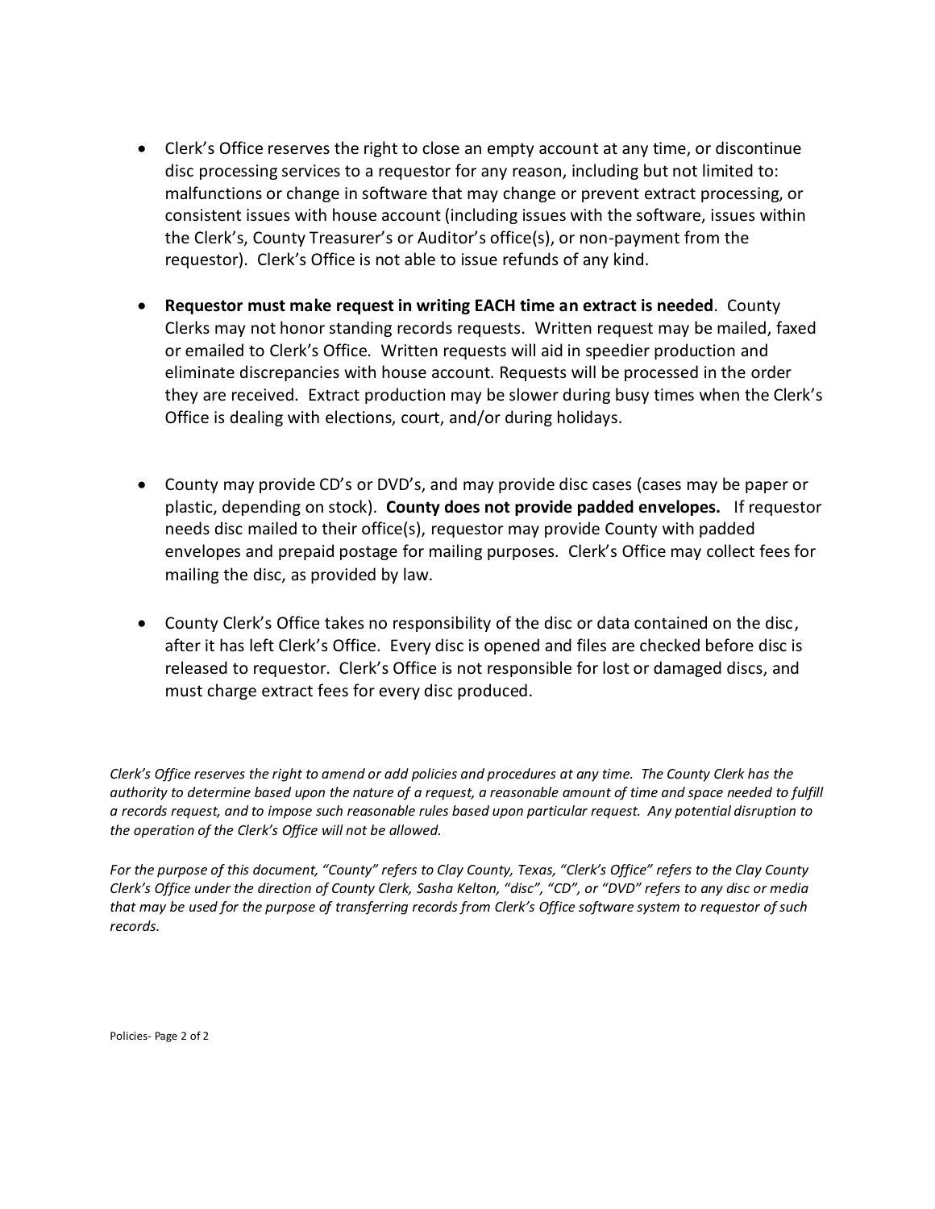- Clerk's Office reserves the right to close an empty account at any time, or discontinue disc processing services to a requestor for any reason, including but not limited to: malfunctions or change in software that may change or prevent extract processing, or consistent issues with house account (including issues with the software, issues within the Clerk's, County Treasurer's or Auditor's office(s), or non-payment from the requestor). Clerk's Office is not able to issue refunds of any kind.

- **Requestor must make request in writing EACH time an extract is needed**. County Clerks may not honor standing records requests. Written request may be mailed, faxed or emailed to Clerk's Office. Written requests will aid in speedier production and eliminate discrepancies with house account. Requests will be processed in the order they are received. Extract production may be slower during busy times when the Clerk's Office is dealing with elections, court, and/or during holidays.

- County may provide CD's or DVD's, and may provide disc cases (cases may be paper or plastic, depending on stock). **County does not provide padded envelopes.** If requestor needs disc mailed to their office(s), requestor may provide County with padded envelopes and prepaid postage for mailing purposes. Clerk's Office may collect fees for mailing the disc, as provided by law.

- County Clerk's Office takes no responsibility of the disc or data contained on the disc, after it has left Clerk's Office. Every disc is opened and files are checked before disc is released to requestor. Clerk's Office is not responsible for lost or damaged discs, and must charge extract fees for every disc produced.

*Clerk's Office reserves the right to amend or add policies and procedures at any time. The County Clerk has the authority to determine based upon the nature of a request, a reasonable amount of time and space needed to fulfill a records request, and to impose such reasonable rules based upon particular request. Any potential disruption to the operation of the Clerk's Office will not be allowed.*

*For the purpose of this document, "County" refers to Clay County, Texas, "Clerk's Office" refers to the Clay County Clerk's Office under the direction of County Clerk, Sasha Kelton, "disc", "CD", or "DVD" refers to any disc or media that may be used for the purpose of transferring records from Clerk's Office software system to requestor of such records.*